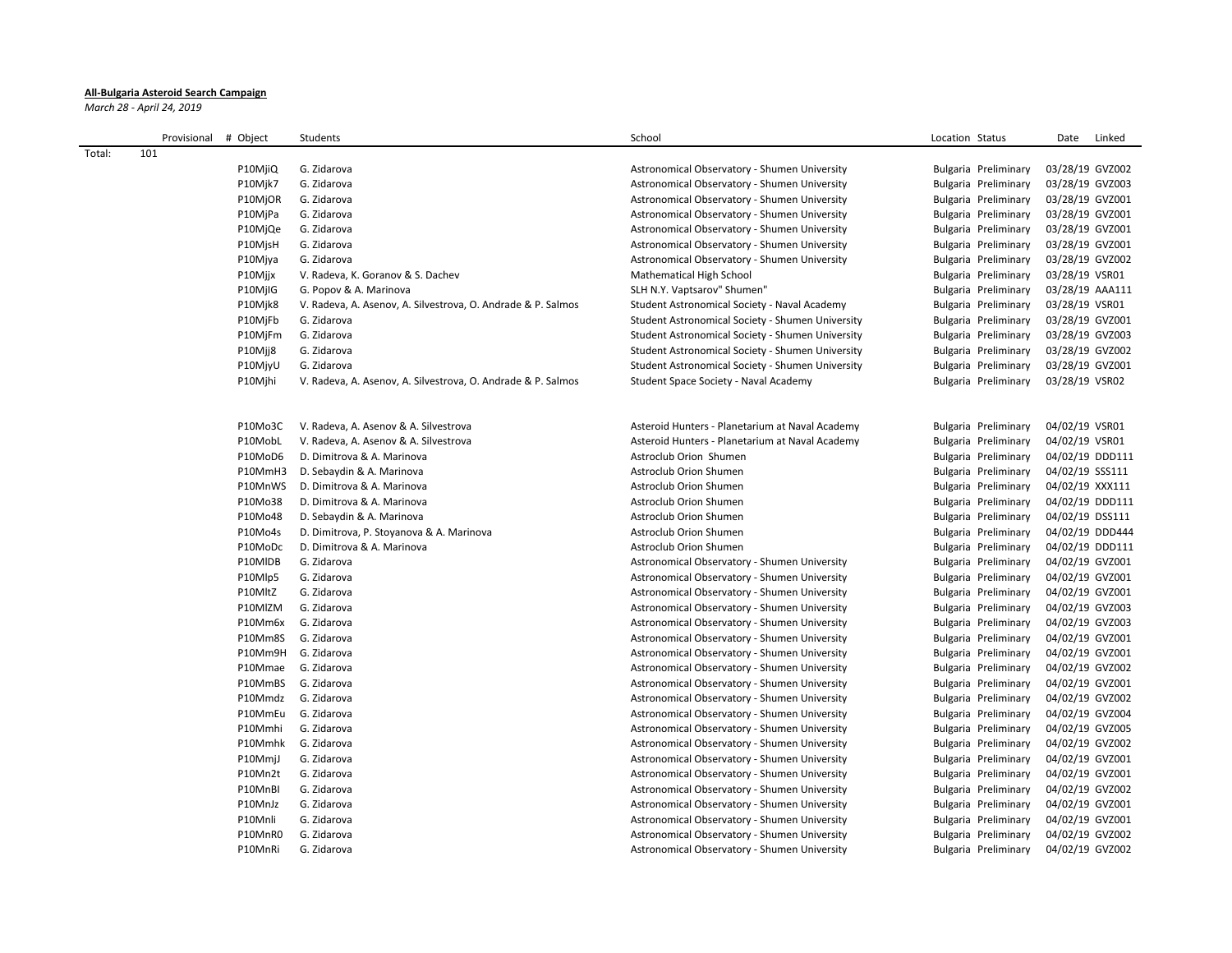**All-Bulgaria Asteroid Search Campaign**

*March 28 - April 24, 2019*

| | Provisional | # Object | Students | School | Location | Status | Date | Linked |
|---|---|---|---|---|---|---|---|---|
| Total: | 101 | | | | | | | |
| | | P10MjiQ | G. Zidarova | Astronomical Observatory - Shumen University | Bulgaria | Preliminary | 03/28/19 | GVZ002 |
| | | P10Mjk7 | G. Zidarova | Astronomical Observatory - Shumen University | Bulgaria | Preliminary | 03/28/19 | GVZ003 |
| | | P10MjOR | G. Zidarova | Astronomical Observatory - Shumen University | Bulgaria | Preliminary | 03/28/19 | GVZ001 |
| | | P10MjPa | G. Zidarova | Astronomical Observatory - Shumen University | Bulgaria | Preliminary | 03/28/19 | GVZ001 |
| | | P10MjQe | G. Zidarova | Astronomical Observatory - Shumen University | Bulgaria | Preliminary | 03/28/19 | GVZ001 |
| | | P10MjsH | G. Zidarova | Astronomical Observatory - Shumen University | Bulgaria | Preliminary | 03/28/19 | GVZ001 |
| | | P10Mjya | G. Zidarova | Astronomical Observatory - Shumen University | Bulgaria | Preliminary | 03/28/19 | GVZ002 |
| | | P10Mjjx | V. Radeva, K. Goranov & S. Dachev | Mathematical High School | Bulgaria | Preliminary | 03/28/19 | VSR01 |
| | | P10MjlG | G. Popov & A. Marinova | SLH N.Y. Vaptsarov" Shumen" | Bulgaria | Preliminary | 03/28/19 | AAA111 |
| | | P10Mjk8 | V. Radeva, A. Asenov, A. Silvestrova, O. Andrade & P. Salmos | Student Astronomical Society - Naval Academy | Bulgaria | Preliminary | 03/28/19 | VSR01 |
| | | P10MjFb | G. Zidarova | Student Astronomical Society - Shumen University | Bulgaria | Preliminary | 03/28/19 | GVZ001 |
| | | P10MjFm | G. Zidarova | Student Astronomical Society - Shumen University | Bulgaria | Preliminary | 03/28/19 | GVZ003 |
| | | P10Mjj8 | G. Zidarova | Student Astronomical Society - Shumen University | Bulgaria | Preliminary | 03/28/19 | GVZ002 |
| | | P10MjyU | G. Zidarova | Student Astronomical Society - Shumen University | Bulgaria | Preliminary | 03/28/19 | GVZ001 |
| | | P10Mjhi | V. Radeva, A. Asenov, A. Silvestrova, O. Andrade & P. Salmos | Student Space Society - Naval Academy | Bulgaria | Preliminary | 03/28/19 | VSR02 |
| | | | | | | | | |
| | | P10Mo3C | V. Radeva, A. Asenov & A. Silvestrova | Asteroid Hunters - Planetarium at Naval Academy | Bulgaria | Preliminary | 04/02/19 | VSR01 |
| | | P10MobL | V. Radeva, A. Asenov & A. Silvestrova | Asteroid Hunters - Planetarium at Naval Academy | Bulgaria | Preliminary | 04/02/19 | VSR01 |
| | | P10MoD6 | D. Dimitrova & A. Marinova | Astroclub Orion Shumen | Bulgaria | Preliminary | 04/02/19 | DDD111 |
| | | P10MmH3 | D. Sebaydin & A. Marinova | Astroclub Orion Shumen | Bulgaria | Preliminary | 04/02/19 | SSS111 |
| | | P10MnWS | D. Dimitrova & A. Marinova | Astroclub Orion Shumen | Bulgaria | Preliminary | 04/02/19 | XXX111 |
| | | P10Mo38 | D. Dimitrova & A. Marinova | Astroclub Orion Shumen | Bulgaria | Preliminary | 04/02/19 | DDD111 |
| | | P10Mo48 | D. Sebaydin & A. Marinova | Astroclub Orion Shumen | Bulgaria | Preliminary | 04/02/19 | DSS111 |
| | | P10Mo4s | D. Dimitrova, P. Stoyanova & A. Marinova | Astroclub Orion Shumen | Bulgaria | Preliminary | 04/02/19 | DDD444 |
| | | P10MoDc | D. Dimitrova & A. Marinova | Astroclub Orion Shumen | Bulgaria | Preliminary | 04/02/19 | DDD111 |
| | | P10MlDB | G. Zidarova | Astronomical Observatory - Shumen University | Bulgaria | Preliminary | 04/02/19 | GVZ001 |
| | | P10Mlp5 | G. Zidarova | Astronomical Observatory - Shumen University | Bulgaria | Preliminary | 04/02/19 | GVZ001 |
| | | P10MltZ | G. Zidarova | Astronomical Observatory - Shumen University | Bulgaria | Preliminary | 04/02/19 | GVZ001 |
| | | P10MlZM | G. Zidarova | Astronomical Observatory - Shumen University | Bulgaria | Preliminary | 04/02/19 | GVZ003 |
| | | P10Mm6x | G. Zidarova | Astronomical Observatory - Shumen University | Bulgaria | Preliminary | 04/02/19 | GVZ003 |
| | | P10Mm8S | G. Zidarova | Astronomical Observatory - Shumen University | Bulgaria | Preliminary | 04/02/19 | GVZ001 |
| | | P10Mm9H | G. Zidarova | Astronomical Observatory - Shumen University | Bulgaria | Preliminary | 04/02/19 | GVZ001 |
| | | P10Mmae | G. Zidarova | Astronomical Observatory - Shumen University | Bulgaria | Preliminary | 04/02/19 | GVZ002 |
| | | P10MmBS | G. Zidarova | Astronomical Observatory - Shumen University | Bulgaria | Preliminary | 04/02/19 | GVZ001 |
| | | P10Mmdz | G. Zidarova | Astronomical Observatory - Shumen University | Bulgaria | Preliminary | 04/02/19 | GVZ002 |
| | | P10MmEu | G. Zidarova | Astronomical Observatory - Shumen University | Bulgaria | Preliminary | 04/02/19 | GVZ004 |
| | | P10Mmhi | G. Zidarova | Astronomical Observatory - Shumen University | Bulgaria | Preliminary | 04/02/19 | GVZ005 |
| | | P10Mmhk | G. Zidarova | Astronomical Observatory - Shumen University | Bulgaria | Preliminary | 04/02/19 | GVZ002 |
| | | P10MmjJ | G. Zidarova | Astronomical Observatory - Shumen University | Bulgaria | Preliminary | 04/02/19 | GVZ001 |
| | | P10Mn2t | G. Zidarova | Astronomical Observatory - Shumen University | Bulgaria | Preliminary | 04/02/19 | GVZ001 |
| | | P10MnBI | G. Zidarova | Astronomical Observatory - Shumen University | Bulgaria | Preliminary | 04/02/19 | GVZ002 |
| | | P10MnJz | G. Zidarova | Astronomical Observatory - Shumen University | Bulgaria | Preliminary | 04/02/19 | GVZ001 |
| | | P10Mnli | G. Zidarova | Astronomical Observatory - Shumen University | Bulgaria | Preliminary | 04/02/19 | GVZ001 |
| | | P10MnR0 | G. Zidarova | Astronomical Observatory - Shumen University | Bulgaria | Preliminary | 04/02/19 | GVZ002 |
| | | P10MnRi | G. Zidarova | Astronomical Observatory - Shumen University | Bulgaria | Preliminary | 04/02/19 | GVZ002 |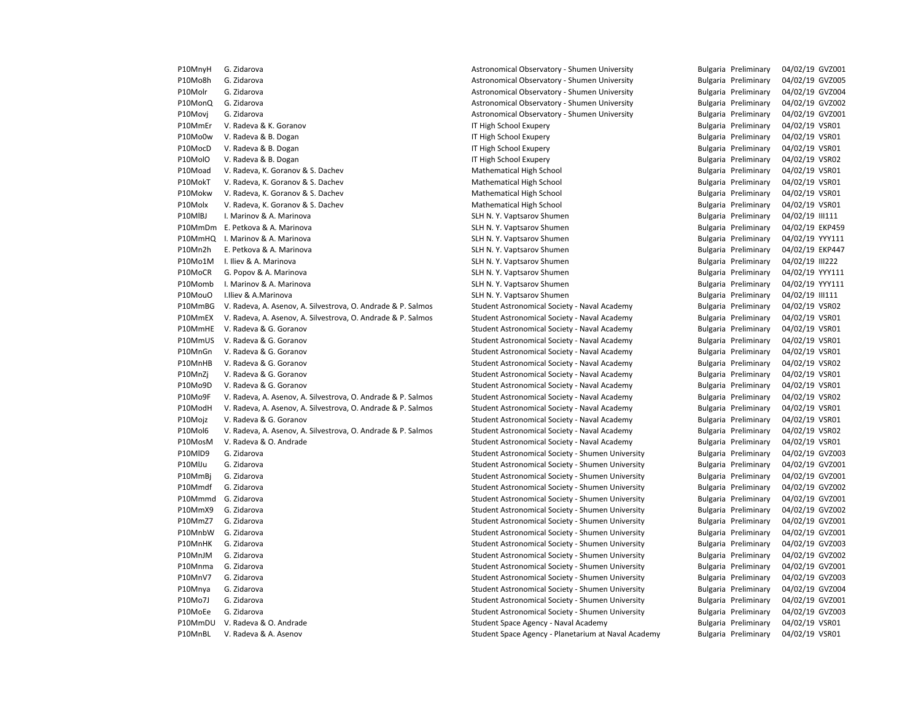| | | | | | | |
|---|---|---|---|---|---|---|
| P10MnyH | G. Zidarova | Astronomical Observatory - Shumen University | Bulgaria | Preliminary | 04/02/19 | GVZ001 |
| P10Mo8h | G. Zidarova | Astronomical Observatory - Shumen University | Bulgaria | Preliminary | 04/02/19 | GVZ005 |
| P10Molr | G. Zidarova | Astronomical Observatory - Shumen University | Bulgaria | Preliminary | 04/02/19 | GVZ004 |
| P10MonQ | G. Zidarova | Astronomical Observatory - Shumen University | Bulgaria | Preliminary | 04/02/19 | GVZ002 |
| P10Movj | G. Zidarova | Astronomical Observatory - Shumen University | Bulgaria | Preliminary | 04/02/19 | GVZ001 |
| P10MmEr | V. Radeva & K. Goranov | IT High School Exupery | Bulgaria | Preliminary | 04/02/19 | VSR01 |
| P10Mo0w | V. Radeva & B. Dogan | IT High School Exupery | Bulgaria | Preliminary | 04/02/19 | VSR01 |
| P10MocD | V. Radeva & B. Dogan | IT High School Exupery | Bulgaria | Preliminary | 04/02/19 | VSR01 |
| P10MolO | V. Radeva & B. Dogan | IT High School Exupery | Bulgaria | Preliminary | 04/02/19 | VSR02 |
| P10Moad | V. Radeva, K. Goranov & S. Dachev | Mathematical High School | Bulgaria | Preliminary | 04/02/19 | VSR01 |
| P10MokT | V. Radeva, K. Goranov & S. Dachev | Mathematical High School | Bulgaria | Preliminary | 04/02/19 | VSR01 |
| P10Mokw | V. Radeva, K. Goranov & S. Dachev | Mathematical High School | Bulgaria | Preliminary | 04/02/19 | VSR01 |
| P10Molx | V. Radeva, K. Goranov & S. Dachev | Mathematical High School | Bulgaria | Preliminary | 04/02/19 | VSR01 |
| P10MlBJ | I. Marinov & A. Marinova | SLH N. Y. Vaptsarov Shumen | Bulgaria | Preliminary | 04/02/19 | III111 |
| P10MmDm | E. Petkova & A. Marinova | SLH N. Y. Vaptsarov Shumen | Bulgaria | Preliminary | 04/02/19 | EKP459 |
| P10MmHQ | I. Marinov & A. Marinova | SLH N. Y. Vaptsarov Shumen | Bulgaria | Preliminary | 04/02/19 | YYY111 |
| P10Mn2h | E. Petkova & A. Marinova | SLH N. Y. Vaptsarov Shumen | Bulgaria | Preliminary | 04/02/19 | EKP447 |
| P10Mo1M | I. Iliev & A. Marinova | SLH N. Y. Vaptsarov Shumen | Bulgaria | Preliminary | 04/02/19 | III222 |
| P10MoCR | G. Popov & A. Marinova | SLH N. Y. Vaptsarov Shumen | Bulgaria | Preliminary | 04/02/19 | YYY111 |
| P10Momb | I. Marinov & A. Marinova | SLH N. Y. Vaptsarov Shumen | Bulgaria | Preliminary | 04/02/19 | YYY111 |
| P10MouO | I.Iliev & A.Marinova | SLH N. Y. Vaptsarov Shumen | Bulgaria | Preliminary | 04/02/19 | III111 |
| P10MmBG | V. Radeva, A. Asenov, A. Silvestrova, O. Andrade & P. Salmos | Student Astronomical Society - Naval Academy | Bulgaria | Preliminary | 04/02/19 | VSR02 |
| P10MmEX | V. Radeva, A. Asenov, A. Silvestrova, O. Andrade & P. Salmos | Student Astronomical Society - Naval Academy | Bulgaria | Preliminary | 04/02/19 | VSR01 |
| P10MmHE | V. Radeva & G. Goranov | Student Astronomical Society - Naval Academy | Bulgaria | Preliminary | 04/02/19 | VSR01 |
| P10MmUS | V. Radeva & G. Goranov | Student Astronomical Society - Naval Academy | Bulgaria | Preliminary | 04/02/19 | VSR01 |
| P10MnGn | V. Radeva & G. Goranov | Student Astronomical Society - Naval Academy | Bulgaria | Preliminary | 04/02/19 | VSR01 |
| P10MnHB | V. Radeva & G. Goranov | Student Astronomical Society - Naval Academy | Bulgaria | Preliminary | 04/02/19 | VSR02 |
| P10MnZj | V. Radeva & G. Goranov | Student Astronomical Society - Naval Academy | Bulgaria | Preliminary | 04/02/19 | VSR01 |
| P10Mo9D | V. Radeva & G. Goranov | Student Astronomical Society - Naval Academy | Bulgaria | Preliminary | 04/02/19 | VSR01 |
| P10Mo9F | V. Radeva, A. Asenov, A. Silvestrova, O. Andrade & P. Salmos | Student Astronomical Society - Naval Academy | Bulgaria | Preliminary | 04/02/19 | VSR02 |
| P10ModH | V. Radeva, A. Asenov, A. Silvestrova, O. Andrade & P. Salmos | Student Astronomical Society - Naval Academy | Bulgaria | Preliminary | 04/02/19 | VSR01 |
| P10Mojz | V. Radeva & G. Goranov | Student Astronomical Society - Naval Academy | Bulgaria | Preliminary | 04/02/19 | VSR01 |
| P10Mol6 | V. Radeva, A. Asenov, A. Silvestrova, O. Andrade & P. Salmos | Student Astronomical Society - Naval Academy | Bulgaria | Preliminary | 04/02/19 | VSR02 |
| P10MosM | V. Radeva & O. Andrade | Student Astronomical Society - Naval Academy | Bulgaria | Preliminary | 04/02/19 | VSR01 |
| P10MlD9 | G. Zidarova | Student Astronomical Society - Shumen University | Bulgaria | Preliminary | 04/02/19 | GVZ003 |
| P10MlJu | G. Zidarova | Student Astronomical Society - Shumen University | Bulgaria | Preliminary | 04/02/19 | GVZ001 |
| P10MmBj | G. Zidarova | Student Astronomical Society - Shumen University | Bulgaria | Preliminary | 04/02/19 | GVZ001 |
| P10Mmdf | G. Zidarova | Student Astronomical Society - Shumen University | Bulgaria | Preliminary | 04/02/19 | GVZ002 |
| P10Mmmd | G. Zidarova | Student Astronomical Society - Shumen University | Bulgaria | Preliminary | 04/02/19 | GVZ001 |
| P10MmX9 | G. Zidarova | Student Astronomical Society - Shumen University | Bulgaria | Preliminary | 04/02/19 | GVZ002 |
| P10MmZ7 | G. Zidarova | Student Astronomical Society - Shumen University | Bulgaria | Preliminary | 04/02/19 | GVZ001 |
| P10MnbW | G. Zidarova | Student Astronomical Society - Shumen University | Bulgaria | Preliminary | 04/02/19 | GVZ001 |
| P10MnHK | G. Zidarova | Student Astronomical Society - Shumen University | Bulgaria | Preliminary | 04/02/19 | GVZ003 |
| P10MnJM | G. Zidarova | Student Astronomical Society - Shumen University | Bulgaria | Preliminary | 04/02/19 | GVZ002 |
| P10Mnma | G. Zidarova | Student Astronomical Society - Shumen University | Bulgaria | Preliminary | 04/02/19 | GVZ001 |
| P10MnV7 | G. Zidarova | Student Astronomical Society - Shumen University | Bulgaria | Preliminary | 04/02/19 | GVZ003 |
| P10Mnya | G. Zidarova | Student Astronomical Society - Shumen University | Bulgaria | Preliminary | 04/02/19 | GVZ004 |
| P10Mo7J | G. Zidarova | Student Astronomical Society - Shumen University | Bulgaria | Preliminary | 04/02/19 | GVZ001 |
| P10MoEe | G. Zidarova | Student Astronomical Society - Shumen University | Bulgaria | Preliminary | 04/02/19 | GVZ003 |
| P10MmDU | V. Radeva & O. Andrade | Student Space Agency - Naval Academy | Bulgaria | Preliminary | 04/02/19 | VSR01 |
| P10MnBL | V. Radeva & A. Asenov | Student Space Agency - Planetarium at Naval Academy | Bulgaria | Preliminary | 04/02/19 | VSR01 |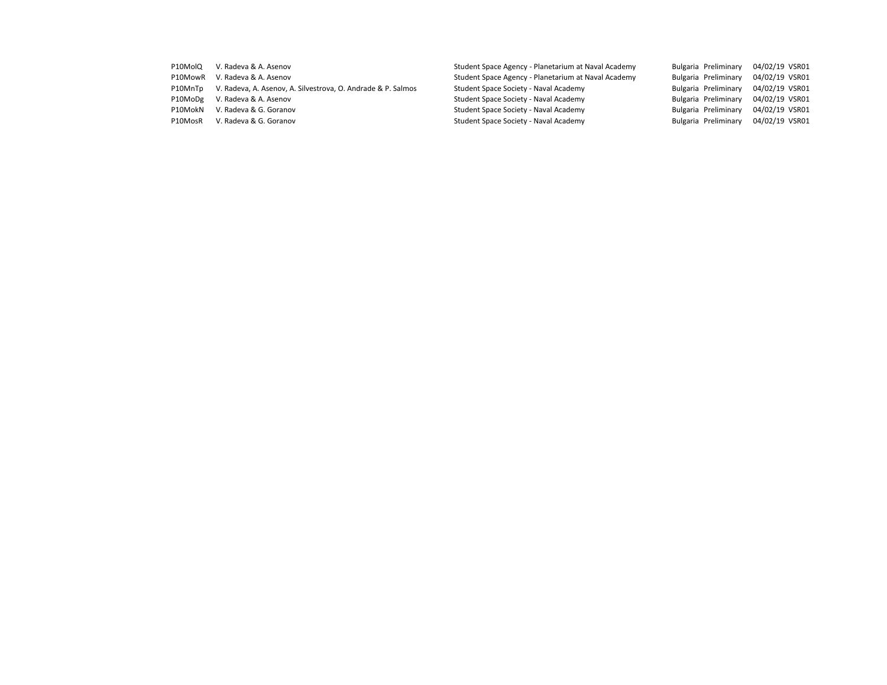| | | | | | | |
|---|---|---|---|---|---|---|
| P10MolQ | V. Radeva & A. Asenov | Student Space Agency - Planetarium at Naval Academy | Bulgaria | Preliminary | 04/02/19 | VSR01 |
| P10MowR | V. Radeva & A. Asenov | Student Space Agency - Planetarium at Naval Academy | Bulgaria | Preliminary | 04/02/19 | VSR01 |
| P10MnTp | V. Radeva, A. Asenov, A. Silvestrova, O. Andrade & P. Salmos | Student Space Society - Naval Academy | Bulgaria | Preliminary | 04/02/19 | VSR01 |
| P10MoDg | V. Radeva & A. Asenov | Student Space Society - Naval Academy | Bulgaria | Preliminary | 04/02/19 | VSR01 |
| P10MokN | V. Radeva & G. Goranov | Student Space Society - Naval Academy | Bulgaria | Preliminary | 04/02/19 | VSR01 |
| P10MosR | V. Radeva & G. Goranov | Student Space Society - Naval Academy | Bulgaria | Preliminary | 04/02/19 | VSR01 |